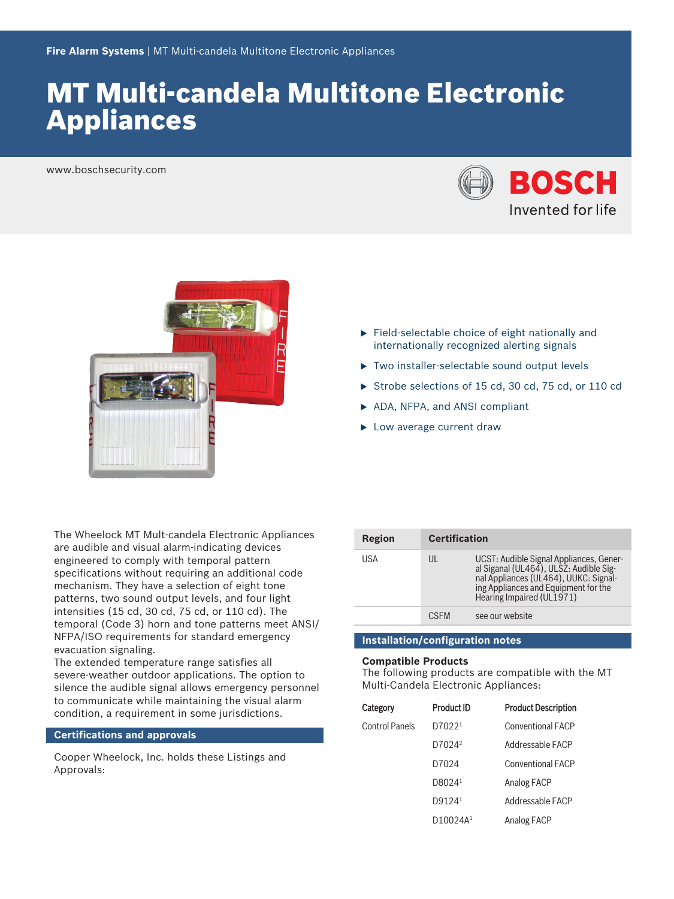**Fire Alarm Systems** | MT Multi-candela Multitone Electronic Appliances

# MT Multi-candela Multitone Electronic Appliances

www.boschsecurity.com

BOSCH
Invented for life

- Field-selectable choice of eight nationally and internationally recognized alerting signals
- Two installer-selectable sound output levels
- Strobe selections of 15 cd, 30 cd, 75 cd, or 110 cd
- ADA, NFPA, and ANSI compliant
- Low average current draw

The Wheelock MT Mult-candela Electronic Appliances are audible and visual alarm-indicating devices engineered to comply with temporal pattern specifications without requiring an additional code mechanism. They have a selection of eight tone patterns, two sound output levels, and four light intensities (15 cd, 30 cd, 75 cd, or 110 cd). The temporal (Code 3) horn and tone patterns meet ANSI/NFPA/ISO requirements for standard emergency evacuation signaling.
The extended temperature range satisfies all severe-weather outdoor applications. The option to silence the audible signal allows emergency personnel to communicate while maintaining the visual alarm condition, a requirement in some jurisdictions.

## Certifications and approvals

Cooper Wheelock, Inc. holds these Listings and Approvals:

| Region | Certification | |
|---|---|---|
| USA | UL | UCST: Audible Signal Appliances, General Siganal (UL464), ULSZ: Audible Signal Appliances (UL464), UUKC: Signaling Appliances and Equipment for the Hearing Impaired (UL1971) |
| | CSFM | see our website |

## Installation/configuration notes

### Compatible Products

The following products are compatible with the MT Multi-Candela Electronic Appliances:

| Category | Product ID | Product Description |
|---|---|---|
| Control Panels | D7022[1] | Conventional FACP |
| | D7024[2] | Addressable FACP |
| | D7024 | Conventional FACP |
| | D8024[1] | Analog FACP |
| | D9124[1] | Addressable FACP |
| | D10024A[1] | Analog FACP |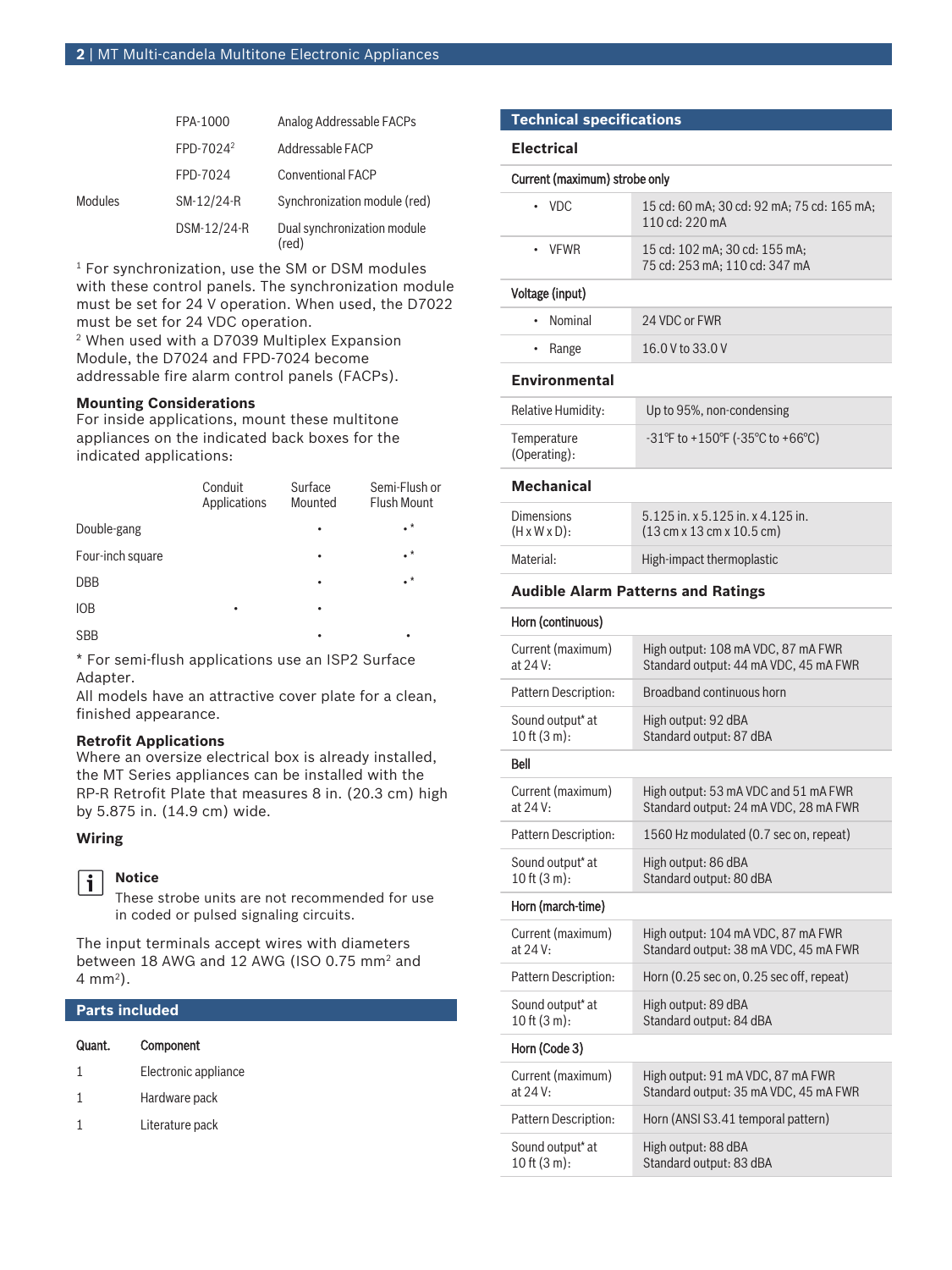| | | |
|---|---|---|
| | FPA-1000 | Analog Addressable FACPs |
| | FPD-7024[2] | Addressable FACP |
| | FPD-7024 | Conventional FACP |
| Modules | SM-12/24-R | Synchronization module (red) |
| | DSM-12/24-R | Dual synchronization module (red) |

[1] For synchronization, use the SM or DSM modules with these control panels. The synchronization module must be set for 24 V operation. When used, the D7022 must be set for 24 VDC operation.
[2] When used with a D7039 Multiplex Expansion Module, the D7024 and FPD-7024 become addressable fire alarm control panels (FACPs).

### Mounting Considerations

For inside applications, mount these multitone appliances on the indicated back boxes for the indicated applications:

| | Conduit Applications | Surface Mounted | Semi-Flush or Flush Mount |
|---|---|---|---|
| Double-gang | | • | •* |
| Four-inch square | | • | •* |
| DBB | | • | •* |
| IOB | • | • | |
| SBB | | • | • |

* For semi-flush applications use an ISP2 Surface Adapter.
All models have an attractive cover plate for a clean, finished appearance.

### Retrofit Applications

Where an oversize electrical box is already installed, the MT Series appliances can be installed with the RP-R Retrofit Plate that measures 8 in. (20.3 cm) high by 5.875 in. (14.9 cm) wide.

### Wiring

> **Notice**
> These strobe units are not recommended for use in coded or pulsed signaling circuits.

The input terminals accept wires with diameters between 18 AWG and 12 AWG (ISO 0.75 mm$^2$ and 4 mm$^2$).

## Parts included

| Quant. | Component |
|---|---|
| 1 | Electronic appliance |
| 1 | Hardware pack |
| 1 | Literature pack |

## Technical specifications

### Electrical

| Current (maximum) strobe only | |
|---|---|
| • VDC | 15 cd: 60 mA; 30 cd: 92 mA; 75 cd: 165 mA; 110 cd: 220 mA |
| • VFWR | 15 cd: 102 mA; 30 cd: 155 mA; 75 cd: 253 mA; 110 cd: 347 mA |
| **Voltage (input)** | |
| • Nominal | 24 VDC or FWR |
| • Range | 16.0 V to 33.0 V |

### Environmental

| | |
|---|---|
| Relative Humidity: | Up to 95%, non-condensing |
| Temperature (Operating): | -31°F to +150°F (-35°C to +66°C) |

### Mechanical

| | |
|---|---|
| Dimensions (H x W x D): | 5.125 in. x 5.125 in. x 4.125 in. (13 cm x 13 cm x 10.5 cm) |
| Material: | High-impact thermoplastic |

### Audible Alarm Patterns and Ratings

| Horn (continuous) | |
|---|---|
| Current (maximum) at 24 V: | High output: 108 mA VDC, 87 mA FWR<br>Standard output: 44 mA VDC, 45 mA FWR |
| Pattern Description: | Broadband continuous horn |
| Sound output* at 10 ft (3 m): | High output: 92 dBA<br>Standard output: 87 dBA |
| **Bell** | |
| Current (maximum) at 24 V: | High output: 53 mA VDC and 51 mA FWR<br>Standard output: 24 mA VDC, 28 mA FWR |
| Pattern Description: | 1560 Hz modulated (0.7 sec on, repeat) |
| Sound output* at 10 ft (3 m): | High output: 86 dBA<br>Standard output: 80 dBA |
| **Horn (march-time)** | |
| Current (maximum) at 24 V: | High output: 104 mA VDC, 87 mA FWR<br>Standard output: 38 mA VDC, 45 mA FWR |
| Pattern Description: | Horn (0.25 sec on, 0.25 sec off, repeat) |
| Sound output* at 10 ft (3 m): | High output: 89 dBA<br>Standard output: 84 dBA |
| **Horn (Code 3)** | |
| Current (maximum) at 24 V: | High output: 91 mA VDC, 87 mA FWR<br>Standard output: 35 mA VDC, 45 mA FWR |
| Pattern Description: | Horn (ANSI S3.41 temporal pattern) |
| Sound output* at 10 ft (3 m): | High output: 88 dBA<br>Standard output: 83 dBA |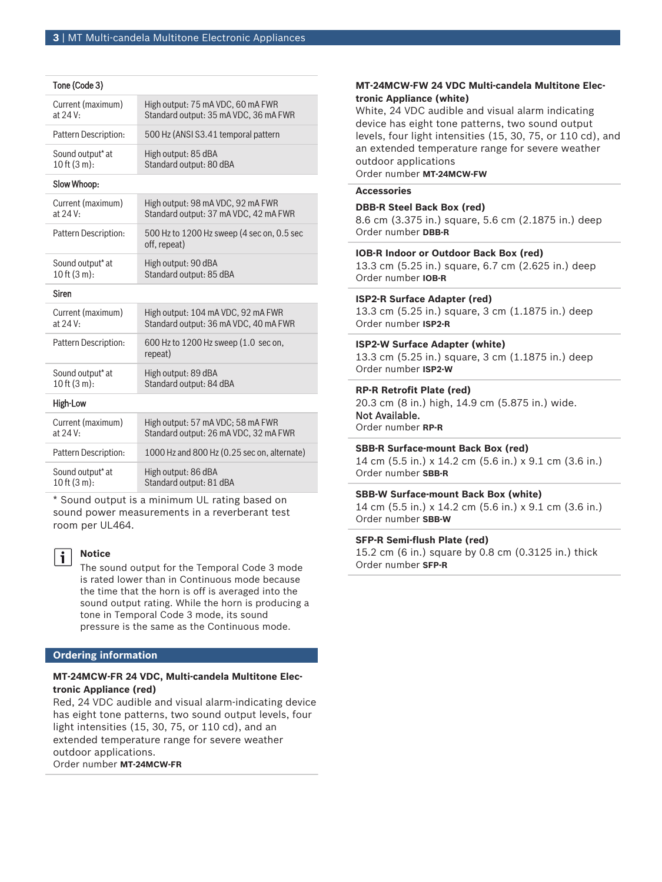| Tone (Code 3) | |
|---|---|
| Current (maximum) at 24 V: | High output: 75 mA VDC, 60 mA FWR<br>Standard output: 35 mA VDC, 36 mA FWR |
| Pattern Description: | 500 Hz (ANSI S3.41 temporal pattern |
| Sound output* at 10 ft (3 m): | High output: 85 dBA<br>Standard output: 80 dBA |
| **Slow Whoop:** | |
| Current (maximum) at 24 V: | High output: 98 mA VDC, 92 mA FWR<br>Standard output: 37 mA VDC, 42 mA FWR |
| Pattern Description: | 500 Hz to 1200 Hz sweep (4 sec on, 0.5 sec off, repeat) |
| Sound output* at 10 ft (3 m): | High output: 90 dBA<br>Standard output: 85 dBA |
| **Siren** | |
| Current (maximum) at 24 V: | High output: 104 mA VDC, 92 mA FWR<br>Standard output: 36 mA VDC, 40 mA FWR |
| Pattern Description: | 600 Hz to 1200 Hz sweep (1.0 sec on, repeat) |
| Sound output* at 10 ft (3 m): | High output: 89 dBA<br>Standard output: 84 dBA |
| **High-Low** | |
| Current (maximum) at 24 V: | High output: 57 mA VDC; 58 mA FWR<br>Standard output: 26 mA VDC, 32 mA FWR |
| Pattern Description: | 1000 Hz and 800 Hz (0.25 sec on, alternate) |
| Sound output* at 10 ft (3 m): | High output: 86 dBA<br>Standard output: 81 dBA |

* Sound output is a minimum UL rating based on sound power measurements in a reverberant test room per UL464.

**Notice**

The sound output for the Temporal Code 3 mode is rated lower than in Continuous mode because the time that the horn is off is averaged into the sound output rating. While the horn is producing a tone in Temporal Code 3 mode, its sound pressure is the same as the Continuous mode.

## Ordering information

**MT-24MCW-FR 24 VDC, Multi-candela Multitone Electronic Appliance (red)**
Red, 24 VDC audible and visual alarm-indicating device has eight tone patterns, two sound output levels, four light intensities (15, 30, 75, or 110 cd), and an extended temperature range for severe weather outdoor applications.
Order number **MT-24MCW-FR**

**MT-24MCW-FW 24 VDC Multi-candela Multitone Electronic Appliance (white)**
White, 24 VDC audible and visual alarm indicating device has eight tone patterns, two sound output levels, four light intensities (15, 30, 75, or 110 cd), and an extended temperature range for severe weather outdoor applications
Order number **MT-24MCW-FW**

### Accessories

**DBB-R Steel Back Box (red)**
8.6 cm (3.375 in.) square, 5.6 cm (2.1875 in.) deep
Order number **DBB-R**

**IOB-R Indoor or Outdoor Back Box (red)**
13.3 cm (5.25 in.) square, 6.7 cm (2.625 in.) deep
Order number **IOB-R**

**ISP2-R Surface Adapter (red)**
13.3 cm (5.25 in.) square, 3 cm (1.1875 in.) deep
Order number **ISP2-R**

**ISP2-W Surface Adapter (white)**
13.3 cm (5.25 in.) square, 3 cm (1.1875 in.) deep
Order number **ISP2-W**

**RP-R Retrofit Plate (red)**
20.3 cm (8 in.) high, 14.9 cm (5.875 in.) wide.
Not Available.
Order number **RP-R**

**SBB-R Surface-mount Back Box (red)**
14 cm (5.5 in.) x 14.2 cm (5.6 in.) x 9.1 cm (3.6 in.)
Order number **SBB-R**

**SBB-W Surface-mount Back Box (white)**
14 cm (5.5 in.) x 14.2 cm (5.6 in.) x 9.1 cm (3.6 in.)
Order number **SBB-W**

**SFP-R Semi-flush Plate (red)**
15.2 cm (6 in.) square by 0.8 cm (0.3125 in.) thick
Order number **SFP-R**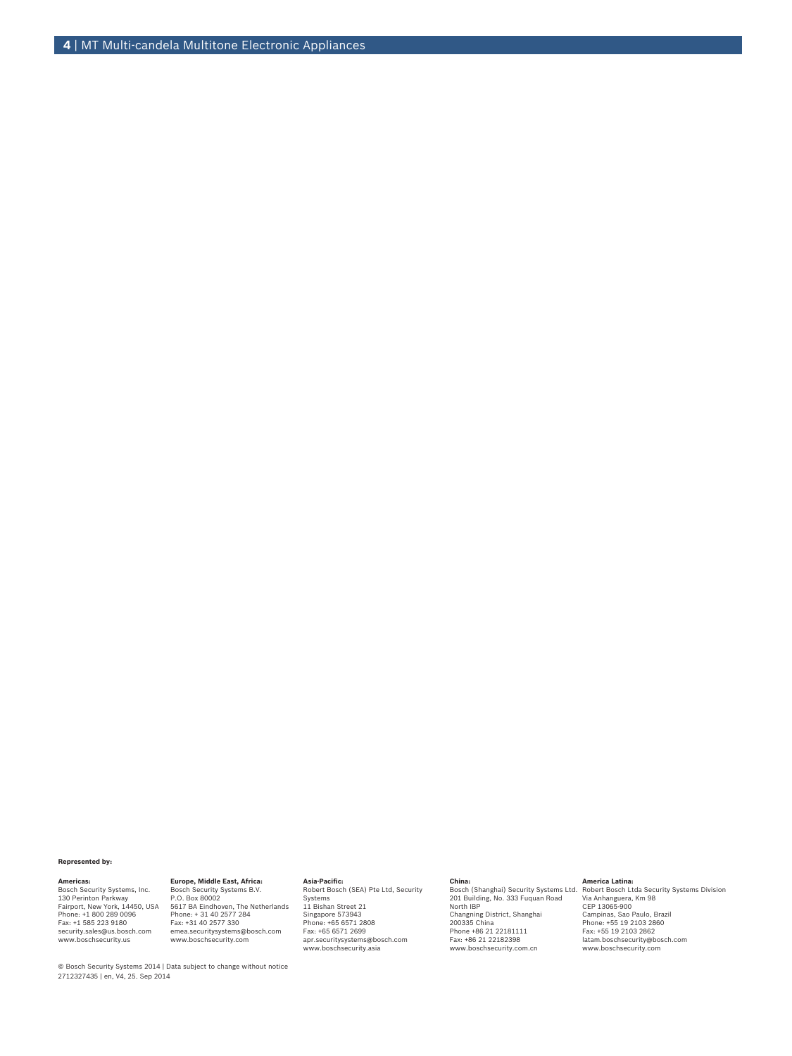**Represented by:**

**Americas:**
Bosch Security Systems, Inc.
130 Perinton Parkway
Fairport, New York, 14450, USA
Phone: +1 800 289 0096
Fax: +1 585 223 9180
security.sales@us.bosch.com
www.boschsecurity.us

**Europe, Middle East, Africa:**
Bosch Security Systems B.V.
P.O. Box 80002
5617 BA Eindhoven, The Netherlands
Phone: + 31 40 2577 284
Fax: +31 40 2577 330
emea.securitysystems@bosch.com
www.boschsecurity.com

**Asia-Pacific:**
Robert Bosch (SEA) Pte Ltd, Security Systems
11 Bishan Street 21
Singapore 573943
Phone: +65 6571 2808
Fax: +65 6571 2699
apr.securitysystems@bosch.com
www.boschsecurity.asia

**China:**
Bosch (Shanghai) Security Systems Ltd.
201 Building, No. 333 Fuquan Road
North IBP
Changning District, Shanghai
200335 China
Phone +86 21 22181111
Fax: +86 21 22182398
www.boschsecurity.com.cn

**America Latina:**
Robert Bosch Ltda Security Systems Division
Via Anhanguera, Km 98
CEP 13065-900
Campinas, Sao Paulo, Brazil
Phone: +55 19 2103 2860
Fax: +55 19 2103 2862
latam.boschsecurity@bosch.com
www.boschsecurity.com

© Bosch Security Systems 2014 | Data subject to change without notice
2712327435 | en, V4, 25. Sep 2014